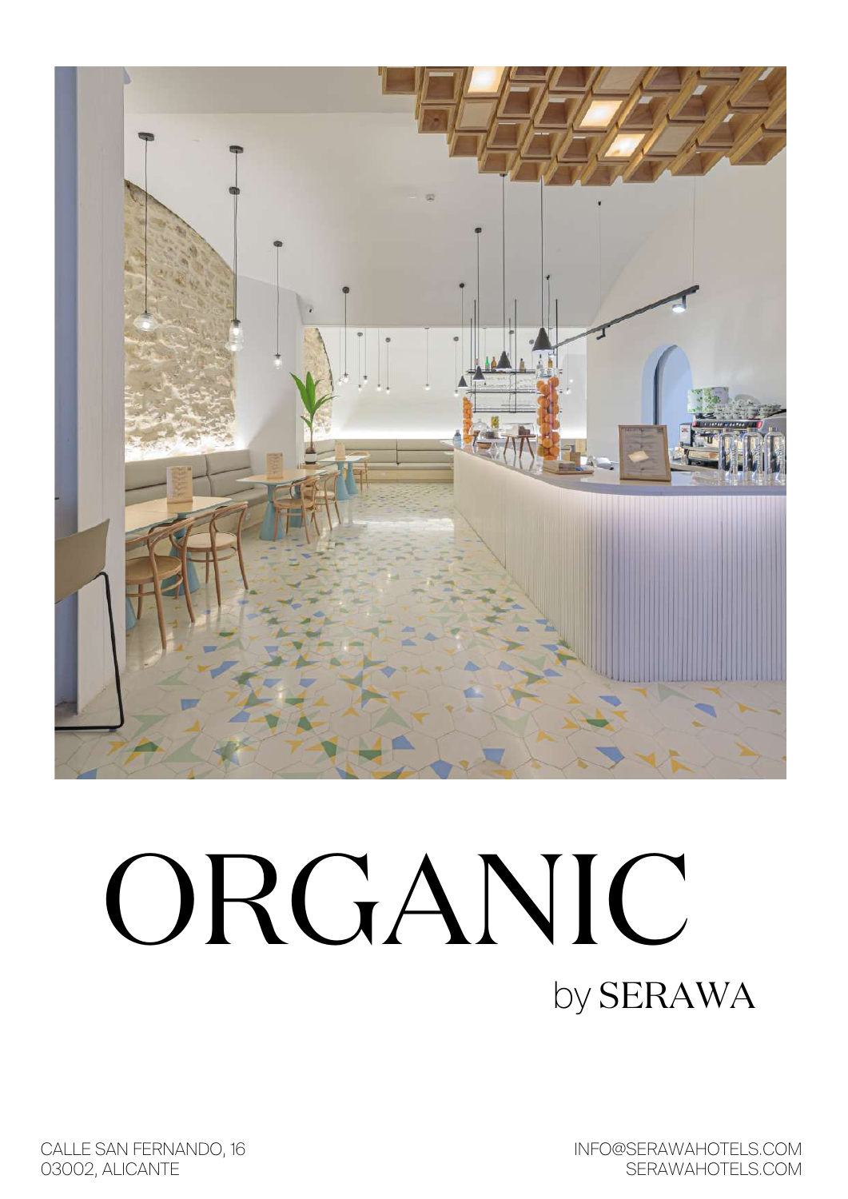# ORGANIC

by SERAWA

CALLE SAN FERNANDO, 16
03002, ALICANTE

INFO@SERAWAHOTELS.COM
SERAWAHOTELS.COM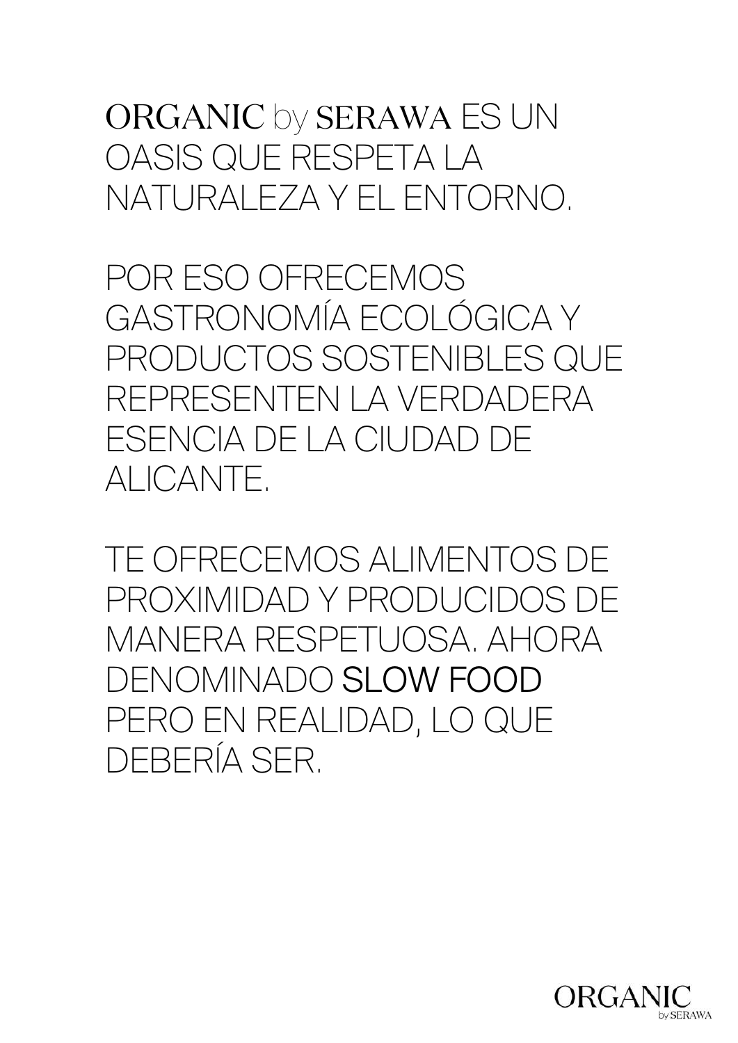ORGANIC by SERAWA ES UN OASIS QUE RESPETA LA NATURALEZA Y EL ENTORNO.

POR ESO OFRECEMOS GASTRONOMÍA ECOLÓGICA Y PRODUCTOS SOSTENIBLES QUE REPRESENTEN LA VERDADERA ESENCIA DE LA CIUDAD DE ALICANTE.

TE OFRECEMOS ALIMENTOS DE PROXIMIDAD Y PRODUCIDOS DE MANERA RESPETUOSA. AHORA DENOMINADO SLOW FOOD PERO EN REALIDAD, LO QUE DEBERÍA SER.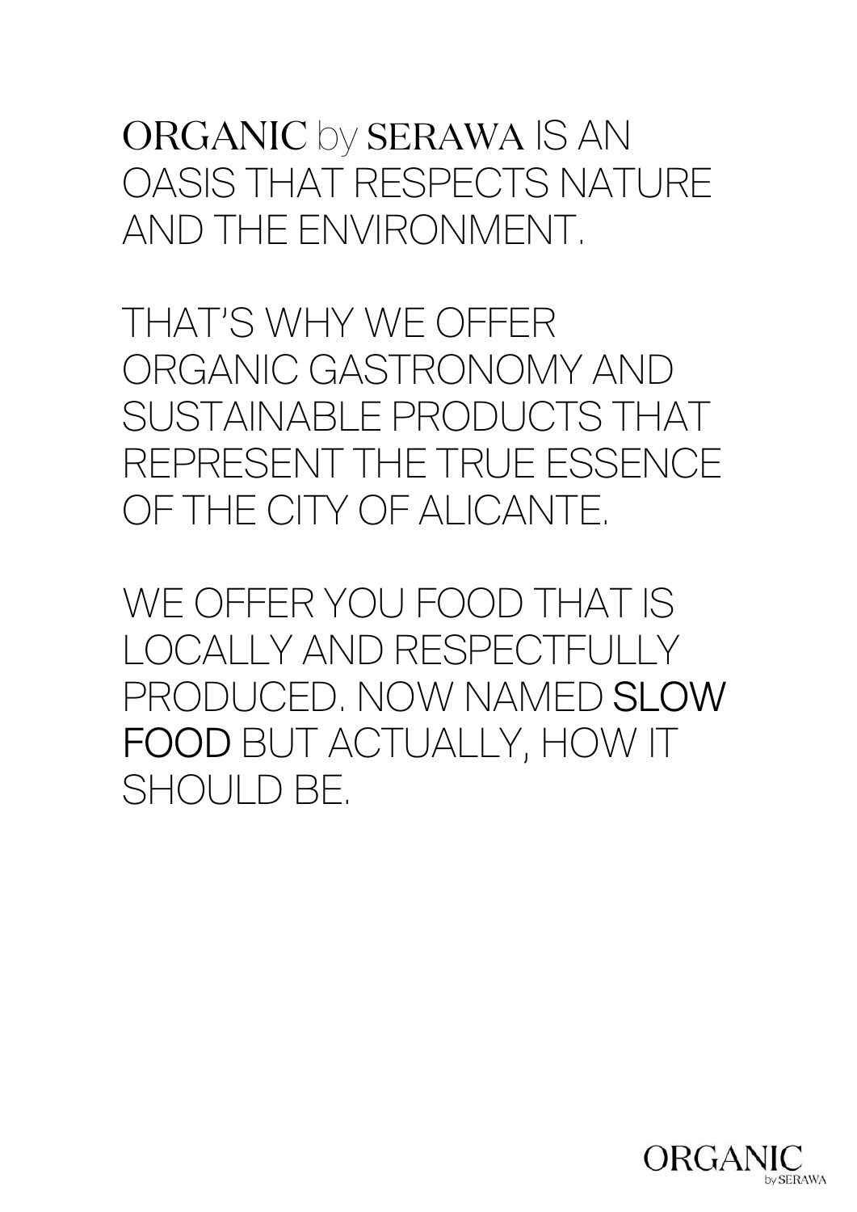ORGANIC by SERAWA IS AN OASIS THAT RESPECTS NATURE AND THE ENVIRONMENT.

THAT'S WHY WE OFFER ORGANIC GASTRONOMY AND SUSTAINABLE PRODUCTS THAT REPRESENT THE TRUE ESSENCE OF THE CITY OF ALICANTE.

WE OFFER YOU FOOD THAT IS LOCALLY AND RESPECTFULLY PRODUCED. NOW NAMED **SLOW FOOD** BUT ACTUALLY, HOW IT SHOULD BE.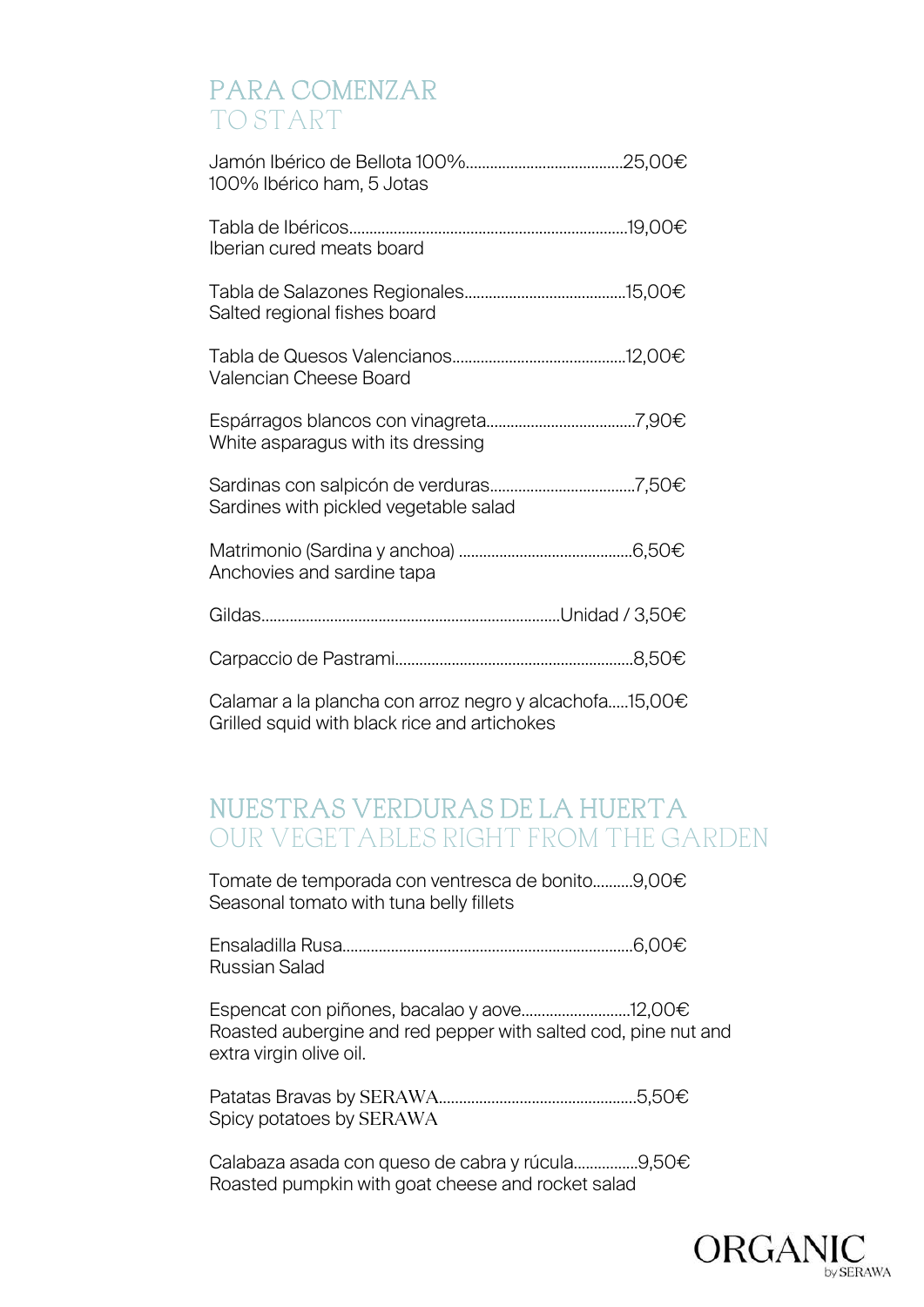## PARA COMENZAR
## TO START

Jamón Ibérico de Bellota 100%.......................................25,00€
100% Ibérico ham, 5 Jotas

Tabla de Ibéricos....................................................................19,00€
Iberian cured meats board

Tabla de Salazones Regionales.......................................15,00€
Salted regional fishes board

Tabla de Quesos Valencianos..........................................12,00€
Valencian Cheese Board

Espárragos blancos con vinagreta....................................7,90€
White asparagus with its dressing

Sardinas con salpicón de verduras...................................7,50€
Sardines with pickled vegetable salad

Matrimonio (Sardina y anchoa) ..........................................6,50€
Anchovies and sardine tapa

Gildas........................................................................Unidad / 3,50€

Carpaccio de Pastrami..........................................................8,50€

Calamar a la plancha con arroz negro y alcachofa.....15,00€
Grilled squid with black rice and artichokes

## NUESTRAS VERDURAS DE LA HUERTA
## OUR VEGETABLES RIGHT FROM THE GARDEN

Tomate de temporada con ventresca de bonito..........9,00€
Seasonal tomato with tuna belly fillets

Ensaladilla Rusa.......................................................................6,00€
Russian Salad

Espencat con piñones, bacalao y aove...........................12,00€
Roasted aubergine and red pepper with salted cod, pine nut and extra virgin olive oil.

Patatas Bravas by SERAWA.................................................5,50€
Spicy potatoes by SERAWA

Calabaza asada con queso de cabra y rúcula................9,50€
Roasted pumpkin with goat cheese and rocket salad

ORGANIC by SERAWA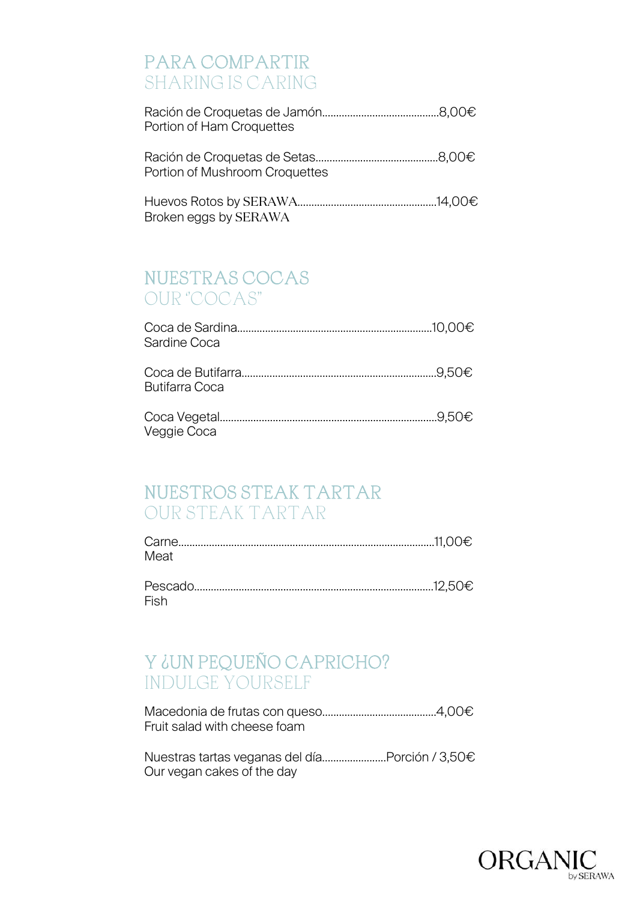## PARA COMPARTIR
## SHARING IS CARING

Ración de Croquetas de Jamón..........................................8,00€
Portion of Ham Croquettes

Ración de Croquetas de Setas...........................................8,00€
Portion of Mushroom Croquettes

Huevos Rotos by SERAWA.................................................14,00€
Broken eggs by SERAWA

## NUESTRAS COCAS
## OUR "COCAS"

Coca de Sardina....................................................................10,00€
Sardine Coca

Coca de Butifarra....................................................................9,50€
Butifarra Coca

Coca Vegetal............................................................................9,50€
Veggie Coca

## NUESTROS STEAK TARTAR
## OUR STEAK TARTAR

Carne..........................................................................................11,00€
Meat

Pescado....................................................................................12,50€
Fish

## Y ¿UN PEQUEÑO CAPRICHO?
## INDULGE YOURSELF

Macedonia de frutas con queso........................................4,00€
Fruit salad with cheese foam

Nuestras tartas veganas del día.......................Porción / 3,50€
Our vegan cakes of the day

ORGANIC by SERAWA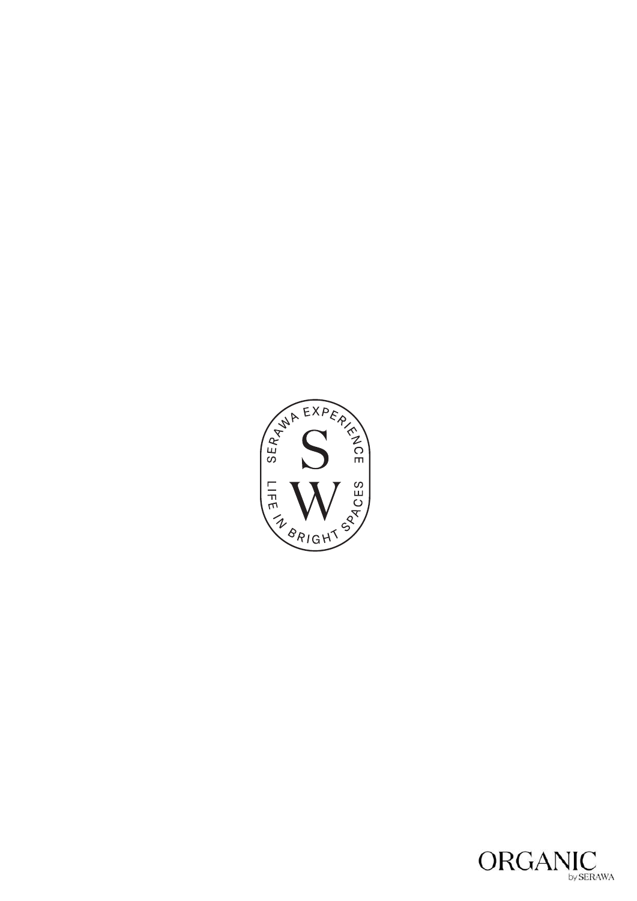SERAWA EXPERIENCE

S W

LIFE IN BRIGHT SPACES

ORGANIC by SERAWA